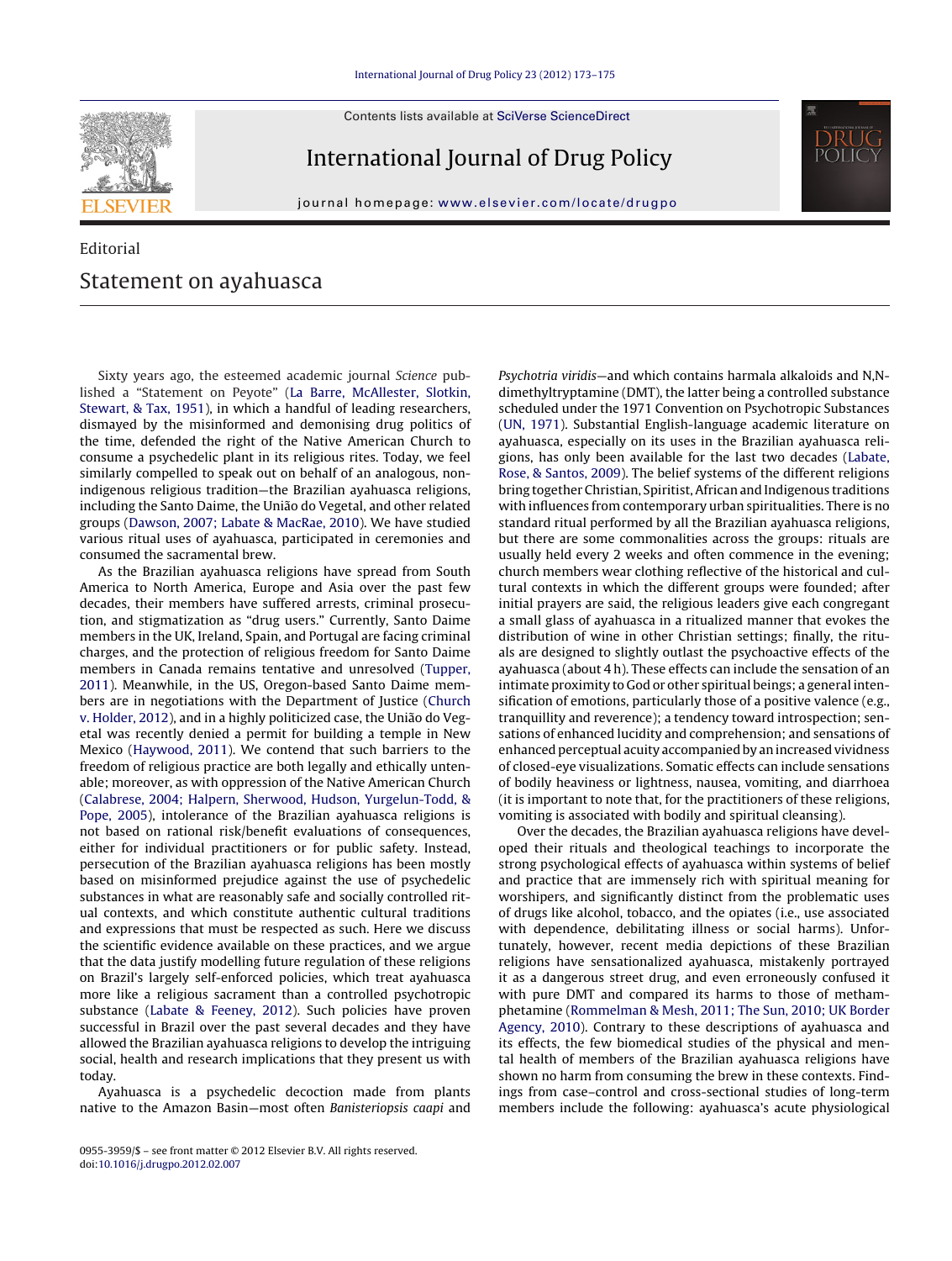Editorial

# Statement on ayahuasca

Sixty years ago, the esteemed academic journal *Science* published a "Statement on Peyote" (La Barre, McAllester, Slotkin, Stewart, & Tax, 1951), in which a handful of leading researchers, dismayed by the misinformed and demonising drug politics of the time, defended the right of the Native American Church to consume a psychedelic plant in its religious rites. Today, we feel similarly compelled to speak out on behalf of an analogous, non-indigenous religious tradition—the Brazilian ayahuasca religions, including the Santo Daime, the União do Vegetal, and other related groups (Dawson, 2007; Labate & MacRae, 2010). We have studied various ritual uses of ayahuasca, participated in ceremonies and consumed the sacramental brew.

As the Brazilian ayahuasca religions have spread from South America to North America, Europe and Asia over the past few decades, their members have suffered arrests, criminal prosecution, and stigmatization as "drug users." Currently, Santo Daime members in the UK, Ireland, Spain, and Portugal are facing criminal charges, and the protection of religious freedom for Santo Daime members in Canada remains tentative and unresolved (Tupper, 2011). Meanwhile, in the US, Oregon-based Santo Daime members are in negotiations with the Department of Justice (Church v. Holder, 2012), and in a highly politicized case, the União do Vegetal was recently denied a permit for building a temple in New Mexico (Haywood, 2011). We contend that such barriers to the freedom of religious practice are both legally and ethically untenable; moreover, as with oppression of the Native American Church (Calabrese, 2004; Halpern, Sherwood, Hudson, Yurgelun-Todd, & Pope, 2005), intolerance of the Brazilian ayahuasca religions is not based on rational risk/benefit evaluations of consequences, either for individual practitioners or for public safety. Instead, persecution of the Brazilian ayahuasca religions has been mostly based on misinformed prejudice against the use of psychedelic substances in what are reasonably safe and socially controlled ritual contexts, and which constitute authentic cultural traditions and expressions that must be respected as such. Here we discuss the scientific evidence available on these practices, and we argue that the data justify modelling future regulation of these religions on Brazil's largely self-enforced policies, which treat ayahuasca more like a religious sacrament than a controlled psychotropic substance (Labate & Feeney, 2012). Such policies have proven successful in Brazil over the past several decades and they have allowed the Brazilian ayahuasca religions to develop the intriguing social, health and research implications that they present us with today.

Ayahuasca is a psychedelic decoction made from plants native to the Amazon Basin—most often *Banisteriopsis caapi* and *Psychotria viridis*—and which contains harmala alkaloids and N,N-dimethyltryptamine (DMT), the latter being a controlled substance scheduled under the 1971 Convention on Psychotropic Substances (UN, 1971). Substantial English-language academic literature on ayahuasca, especially on its uses in the Brazilian ayahuasca religions, has only been available for the last two decades (Labate, Rose, & Santos, 2009). The belief systems of the different religions bring together Christian, Spiritist, African and Indigenous traditions with influences from contemporary urban spiritualities. There is no standard ritual performed by all the Brazilian ayahuasca religions, but there are some commonalities across the groups: rituals are usually held every 2 weeks and often commence in the evening; church members wear clothing reflective of the historical and cultural contexts in which the different groups were founded; after initial prayers are said, the religious leaders give each congregant a small glass of ayahuasca in a ritualized manner that evokes the distribution of wine in other Christian settings; finally, the rituals are designed to slightly outlast the psychoactive effects of the ayahuasca (about 4 h). These effects can include the sensation of an intimate proximity to God or other spiritual beings; a general intensification of emotions, particularly those of a positive valence (e.g., tranquillity and reverence); a tendency toward introspection; sensations of enhanced lucidity and comprehension; and sensations of enhanced perceptual acuity accompanied by an increased vividness of closed-eye visualizations. Somatic effects can include sensations of bodily heaviness or lightness, nausea, vomiting, and diarrhoea (it is important to note that, for the practitioners of these religions, vomiting is associated with bodily and spiritual cleansing).

Over the decades, the Brazilian ayahuasca religions have developed their rituals and theological teachings to incorporate the strong psychological effects of ayahuasca within systems of belief and practice that are immensely rich with spiritual meaning for worshipers, and significantly distinct from the problematic uses of drugs like alcohol, tobacco, and the opiates (i.e., use associated with dependence, debilitating illness or social harms). Unfortunately, however, recent media depictions of these Brazilian religions have sensationalized ayahuasca, mistakenly portrayed it as a dangerous street drug, and even erroneously confused it with pure DMT and compared its harms to those of methamphetamine (Rommelman & Mesh, 2011; The Sun, 2010; UK Border Agency, 2010). Contrary to these descriptions of ayahuasca and its effects, the few biomedical studies of the physical and mental health of members of the Brazilian ayahuasca religions have shown no harm from consuming the brew in these contexts. Findings from case–control and cross-sectional studies of long-term members include the following: ayahuasca's acute physiological

0955-3959/$ – see front matter © 2012 Elsevier B.V. All rights reserved.
doi:10.1016/j.drugpo.2012.02.007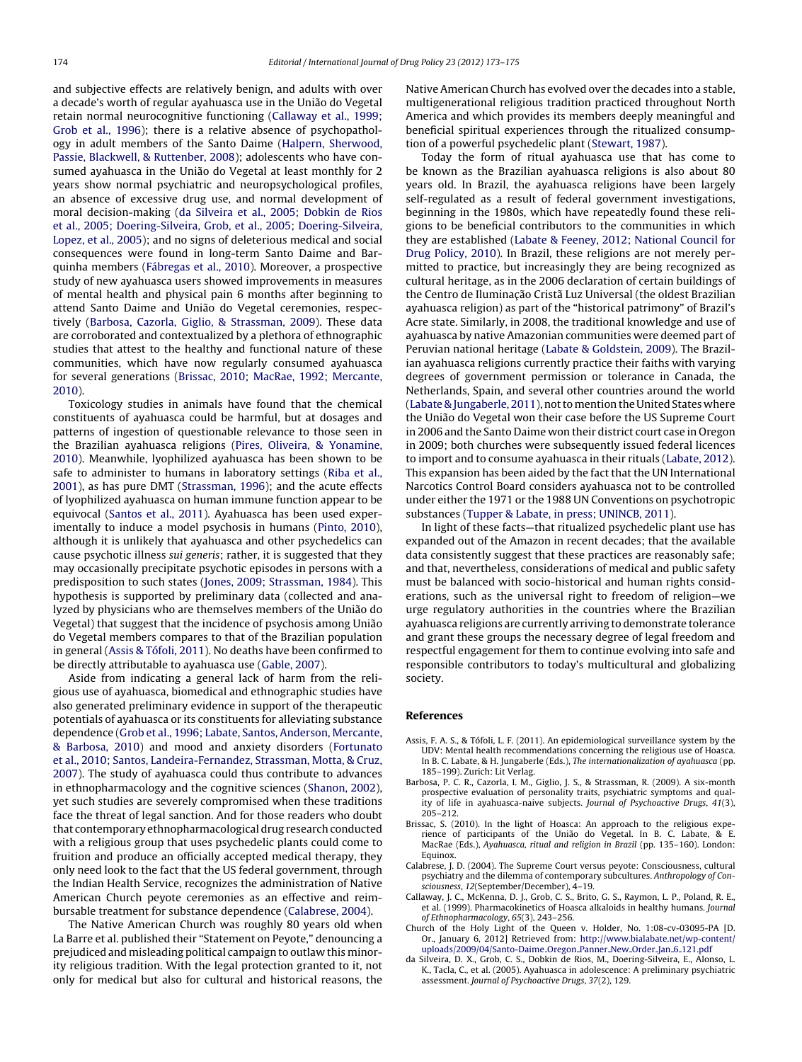and subjective effects are relatively benign, and adults with over a decade's worth of regular ayahuasca use in the União do Vegetal retain normal neurocognitive functioning (Callaway et al., 1999; Grob et al., 1996); there is a relative absence of psychopathology in adult members of the Santo Daime (Halpern, Sherwood, Passie, Blackwell, & Ruttenber, 2008); adolescents who have consumed ayahuasca in the União do Vegetal at least monthly for 2 years show normal psychiatric and neuropsychological profiles, an absence of excessive drug use, and normal development of moral decision-making (da Silveira et al., 2005; Dobkin de Rios et al., 2005; Doering-Silveira, Grob, et al., 2005; Doering-Silveira, Lopez, et al., 2005); and no signs of deleterious medical and social consequences were found in long-term Santo Daime and Barquinha members (Fábregas et al., 2010). Moreover, a prospective study of new ayahuasca users showed improvements in measures of mental health and physical pain 6 months after beginning to attend Santo Daime and União do Vegetal ceremonies, respectively (Barbosa, Cazorla, Giglio, & Strassman, 2009). These data are corroborated and contextualized by a plethora of ethnographic studies that attest to the healthy and functional nature of these communities, which have now regularly consumed ayahuasca for several generations (Brissac, 2010; MacRae, 1992; Mercante, 2010).

Toxicology studies in animals have found that the chemical constituents of ayahuasca could be harmful, but at dosages and patterns of ingestion of questionable relevance to those seen in the Brazilian ayahuasca religions (Pires, Oliveira, & Yonamine, 2010). Meanwhile, lyophilized ayahuasca has been shown to be safe to administer to humans in laboratory settings (Riba et al., 2001), as has pure DMT (Strassman, 1996); and the acute effects of lyophilized ayahuasca on human immune function appear to be equivocal (Santos et al., 2011). Ayahuasca has been used experimentally to induce a model psychosis in humans (Pinto, 2010), although it is unlikely that ayahuasca and other psychedelics can cause psychotic illness *sui generis*; rather, it is suggested that they may occasionally precipitate psychotic episodes in persons with a predisposition to such states (Jones, 2009; Strassman, 1984). This hypothesis is supported by preliminary data (collected and analyzed by physicians who are themselves members of the União do Vegetal) that suggest that the incidence of psychosis among União do Vegetal members compares to that of the Brazilian population in general (Assis & Tófoli, 2011). No deaths have been confirmed to be directly attributable to ayahuasca use (Gable, 2007).

Aside from indicating a general lack of harm from the religious use of ayahuasca, biomedical and ethnographic studies have also generated preliminary evidence in support of the therapeutic potentials of ayahuasca or its constituents for alleviating substance dependence (Grob et al., 1996; Labate, Santos, Anderson, Mercante, & Barbosa, 2010) and mood and anxiety disorders (Fortunato et al., 2010; Santos, Landeira-Fernandez, Strassman, Motta, & Cruz, 2007). The study of ayahuasca could thus contribute to advances in ethnopharmacology and the cognitive sciences (Shanon, 2002), yet such studies are severely compromised when these traditions face the threat of legal sanction. And for those readers who doubt that contemporary ethnopharmacological drug research conducted with a religious group that uses psychedelic plants could come to fruition and produce an officially accepted medical therapy, they only need look to the fact that the US federal government, through the Indian Health Service, recognizes the administration of Native American Church peyote ceremonies as an effective and reimbursable treatment for substance dependence (Calabrese, 2004).

The Native American Church was roughly 80 years old when La Barre et al. published their "Statement on Peyote," denouncing a prejudiced and misleading political campaign to outlaw this minority religious tradition. With the legal protection granted to it, not only for medical but also for cultural and historical reasons, the Native American Church has evolved over the decades into a stable, multigenerational religious tradition practiced throughout North America and which provides its members deeply meaningful and beneficial spiritual experiences through the ritualized consumption of a powerful psychedelic plant (Stewart, 1987).

Today the form of ritual ayahuasca use that has come to be known as the Brazilian ayahuasca religions is also about 80 years old. In Brazil, the ayahuasca religions have been largely self-regulated as a result of federal government investigations, beginning in the 1980s, which have repeatedly found these religions to be beneficial contributors to the communities in which they are established (Labate & Feeney, 2012; National Council for Drug Policy, 2010). In Brazil, these religions are not merely permitted to practice, but increasingly they are being recognized as cultural heritage, as in the 2006 declaration of certain buildings of the Centro de Iluminação Cristã Luz Universal (the oldest Brazilian ayahuasca religion) as part of the "historical patrimony" of Brazil's Acre state. Similarly, in 2008, the traditional knowledge and use of ayahuasca by native Amazonian communities were deemed part of Peruvian national heritage (Labate & Goldstein, 2009). The Brazilian ayahuasca religions currently practice their faiths with varying degrees of government permission or tolerance in Canada, the Netherlands, Spain, and several other countries around the world (Labate & Jungaberle, 2011), not to mention the United States where the União do Vegetal won their case before the US Supreme Court in 2006 and the Santo Daime won their district court case in Oregon in 2009; both churches were subsequently issued federal licences to import and to consume ayahuasca in their rituals (Labate, 2012). This expansion has been aided by the fact that the UN International Narcotics Control Board considers ayahuasca not to be controlled under either the 1971 or the 1988 UN Conventions on psychotropic substances (Tupper & Labate, in press; UNINCB, 2011).

In light of these facts—that ritualized psychedelic plant use has expanded out of the Amazon in recent decades; that the available data consistently suggest that these practices are reasonably safe; and that, nevertheless, considerations of medical and public safety must be balanced with socio-historical and human rights considerations, such as the universal right to freedom of religion—we urge regulatory authorities in the countries where the Brazilian ayahuasca religions are currently arriving to demonstrate tolerance and grant these groups the necessary degree of legal freedom and respectful engagement for them to continue evolving into safe and responsible contributors to today's multicultural and globalizing society.

## References

Assis, F. A. S., & Tófoli, L. F. (2011). An epidemiological surveillance system by the UDV: Mental health recommendations concerning the religious use of Hoasca. In B. C. Labate, & H. Jungaberle (Eds.), *The internationalization of ayahuasca* (pp. 185–199). Zurich: Lit Verlag.

Barbosa, P. C. R., Cazorla, I. M., Giglio, J. S., & Strassman, R. (2009). A six-month prospective evaluation of personality traits, psychiatric symptoms and quality of life in ayahuasca-naive subjects. *Journal of Psychoactive Drugs*, *41*(3), 205–212.

Brissac, S. (2010). In the light of Hoasca: An approach to the religious experience of participants of the União do Vegetal. In B. C. Labate, & E. MacRae (Eds.), *Ayahuasca, ritual and religion in Brazil* (pp. 135–160). London: Equinox.

Calabrese, J. D. (2004). The Supreme Court versus peyote: Consciousness, cultural psychiatry and the dilemma of contemporary subcultures. *Anthropology of Consciousness*, *12*(September/December), 4–19.

Callaway, J. C., McKenna, D. J., Grob, C. S., Brito, G. S., Raymon, L. P., Poland, R. E., et al. (1999). Pharmacokinetics of Hoasca alkaloids in healthy humans. *Journal of Ethnopharmacology*, *65*(3), 243–256.

Church of the Holy Light of the Queen v. Holder, No. 1:08-cv-03095-PA [D. Or., January 6, 2012] Retrieved from: http://www.bialabate.net/wp-content/uploads/2009/04/Santo-Daime_Oregon_Panner_New_Order_Jan_6_121.pdf

da Silveira, D. X., Grob, C. S., Dobkin de Rios, M., Doering-Silveira, E., Alonso, L. K., Tacla, C., et al. (2005). Ayahuasca in adolescence: A preliminary psychiatric assessment. *Journal of Psychoactive Drugs*, *37*(2), 129.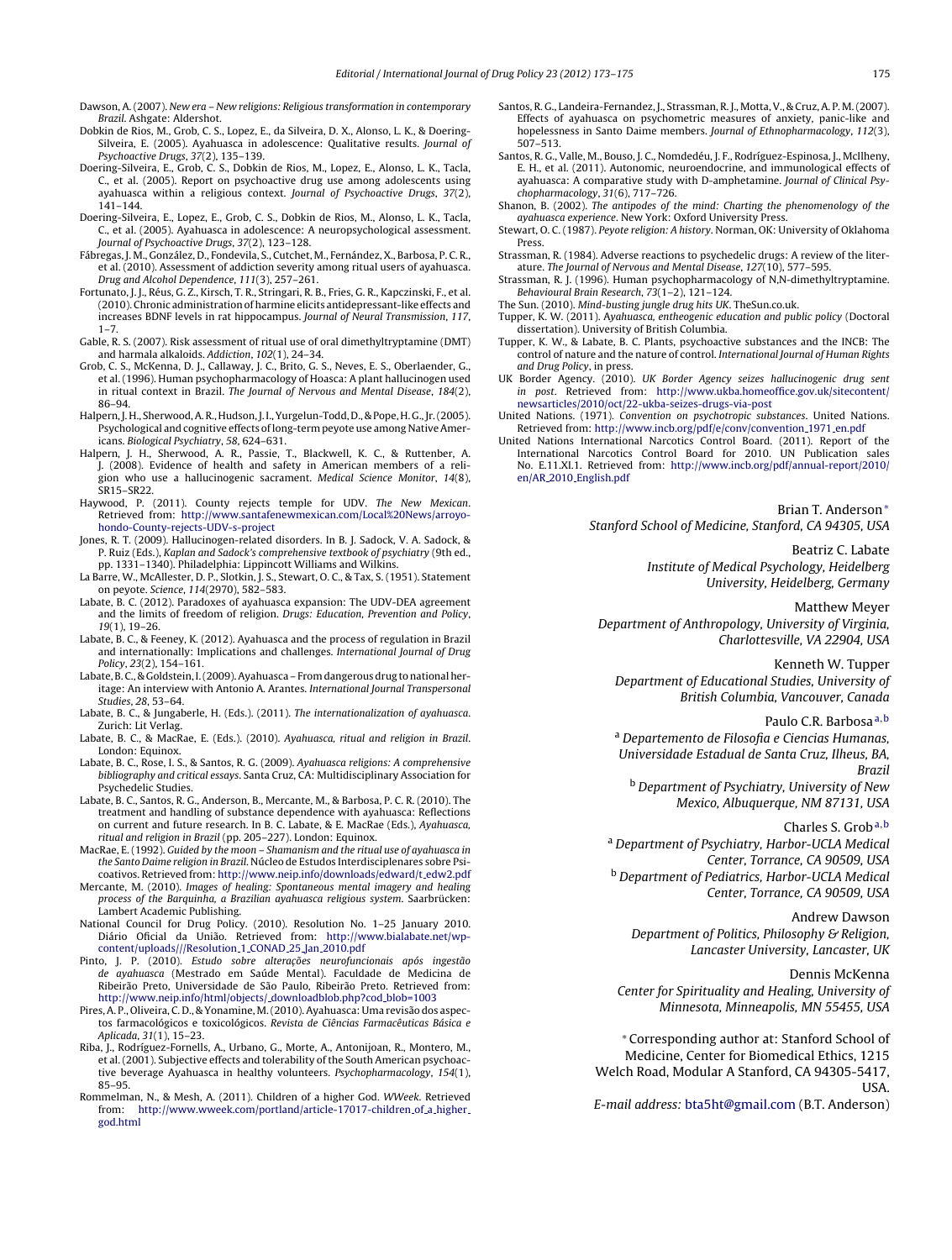Dawson, A. (2007). *New era – New religions: Religious transformation in contemporary Brazil*. Ashgate: Aldershot.

Dobkin de Rios, M., Grob, C. S., Lopez, E., da Silveira, D. X., Alonso, L. K., & Doering-Silveira, E. (2005). Ayahuasca in adolescence: Qualitative results. *Journal of Psychoactive Drugs*, *37*(2), 135–139.

Doering-Silveira, E., Grob, C. S., Dobkin de Rios, M., Lopez, E., Alonso, L. K., Tacla, C., et al. (2005). Report on psychoactive drug use among adolescents using ayahuasca within a religious context. *Journal of Psychoactive Drugs*, *37*(2), 141–144.

Doering-Silveira, E., Lopez, E., Grob, C. S., Dobkin de Rios, M., Alonso, L. K., Tacla, C., et al. (2005). Ayahuasca in adolescence: A neuropsychological assessment. *Journal of Psychoactive Drugs*, *37*(2), 123–128.

Fábregas, J. M., González, D., Fondevila, S., Cutchet, M., Fernández, X., Barbosa, P. C. R., et al. (2010). Assessment of addiction severity among ritual users of ayahuasca. *Drug and Alcohol Dependence*, *111*(3), 257–261.

Fortunato, J. J., Réus, G. Z., Kirsch, T. R., Stringari, R. B., Fries, G. R., Kapczinski, F., et al. (2010). Chronic administration of harmine elicits antidepressant-like effects and increases BDNF levels in rat hippocampus. *Journal of Neural Transmission*, *117*, 1–7.

Gable, R. S. (2007). Risk assessment of ritual use of oral dimethyltryptamine (DMT) and harmala alkaloids. *Addiction*, *102*(1), 24–34.

Grob, C. S., McKenna, D. J., Callaway, J. C., Brito, G. S., Neves, E. S., Oberlaender, G., et al. (1996). Human psychopharmacology of Hoasca: A plant hallucinogen used in ritual context in Brazil. *The Journal of Nervous and Mental Disease*, *184*(2), 86–94.

Halpern, J. H., Sherwood, A. R., Hudson, J. I., Yurgelun-Todd, D., & Pope, H. G., Jr. (2005). Psychological and cognitive effects of long-term peyote use among Native Americans. *Biological Psychiatry*, *58*, 624–631.

Halpern, J. H., Sherwood, A. R., Passie, T., Blackwell, K. C., & Ruttenber, A. J. (2008). Evidence of health and safety in American members of a religion who use a hallucinogenic sacrament. *Medical Science Monitor*, *14*(8), SR15–SR22.

Haywood, P. (2011). County rejects temple for UDV. *The New Mexican*. Retrieved from: http://www.santafenewmexican.com/Local%20News/arroyo-hondo-County-rejects-UDV-s-project

Jones, R. T. (2009). Hallucinogen-related disorders. In B. J. Sadock, V. A. Sadock, & P. Ruiz (Eds.), *Kaplan and Sadock's comprehensive textbook of psychiatry* (9th ed., pp. 1331–1340). Philadelphia: Lippincott Williams and Wilkins.

La Barre, W., McAllester, D. P., Slotkin, J. S., Stewart, O. C., & Tax, S. (1951). Statement on peyote. *Science*, *114*(2970), 582–583.

Labate, B. C. (2012). Paradoxes of ayahuasca expansion: The UDV-DEA agreement and the limits of freedom of religion. *Drugs: Education, Prevention and Policy*, *19*(1), 19–26.

Labate, B. C., & Feeney, K. (2012). Ayahuasca and the process of regulation in Brazil and internationally: Implications and challenges. *International Journal of Drug Policy*, *23*(2), 154–161.

Labate, B. C., & Goldstein, I. (2009). Ayahuasca – From dangerous drug to national heritage: An interview with Antonio A. Arantes. *International Journal Transpersonal Studies*, *28*, 53–64.

Labate, B. C., & Jungaberle, H. (Eds.). (2011). *The internationalization of ayahuasca*. Zurich: Lit Verlag.

Labate, B. C., & MacRae, E. (Eds.). (2010). *Ayahuasca, ritual and religion in Brazil*. London: Equinox.

Labate, B. C., Rose, I. S., & Santos, R. G. (2009). *Ayahuasca religions: A comprehensive bibliography and critical essays*. Santa Cruz, CA: Multidisciplinary Association for Psychedelic Studies.

Labate, B. C., Santos, R. G., Anderson, B., Mercante, M., & Barbosa, P. C. R. (2010). The treatment and handling of substance dependence with ayahuasca: Reflections on current and future research. In B. C. Labate, & E. MacRae (Eds.), *Ayahuasca, ritual and religion in Brazil* (pp. 205–227). London: Equinox.

MacRae, E. (1992). *Guided by the moon – Shamanism and the ritual use of ayahuasca in the Santo Daime religion in Brazil*. Núcleo de Estudos Interdisciplenares sobre Psicoativos. Retrieved from: http://www.neip.info/downloads/edward/t_edw2.pdf

Mercante, M. (2010). *Images of healing: Spontaneous mental imagery and healing process of the Barquinha, a Brazilian ayahuasca religious system*. Saarbrücken: Lambert Academic Publishing.

National Council for Drug Policy. (2010). Resolution No. 1–25 January 2010. Diário Oficial da União. Retrieved from: http://www.bialabate.net/wp-content/uploads///Resolution_1_CONAD_25_Jan_2010.pdf

Pinto, J. P. (2010). *Estudo sobre alterações neurofuncionais após ingestão de ayahuasca* (Mestrado em Saúde Mental). Faculdade de Medicina de Ribeirão Preto, Universidade de São Paulo, Ribeirão Preto. Retrieved from: http://www.neip.info/html/objects/_downloadblob.php?cod_blob=1003

Pires, A. P., Oliveira, C. D., & Yonamine, M. (2010). Ayahuasca: Uma revisão dos aspectos farmacológicos e toxicológicos. *Revista de Ciências Farmacêuticas Básica e Aplicada*, *31*(1), 15–23.

Riba, J., Rodríguez-Fornells, A., Urbano, G., Morte, A., Antonijoan, R., Montero, M., et al. (2001). Subjective effects and tolerability of the South American psychoactive beverage Ayahuasca in healthy volunteers. *Psychopharmacology*, *154*(1), 85–95.

Rommelman, N., & Mesh, A. (2011). Children of a higher God. *WWeek*. Retrieved from: http://www.wweek.com/portland/article-17017-children_of_a_higher_god.html

Santos, R. G., Landeira-Fernandez, J., Strassman, R. J., Motta, V., & Cruz, A. P. M. (2007). Effects of ayahuasca on psychometric measures of anxiety, panic-like and hopelessness in Santo Daime members. *Journal of Ethnopharmacology*, *112*(3), 507–513.

Santos, R. G., Valle, M., Bouso, J. C., Nomdedéu, J. F., Rodríguez-Espinosa, J., McIlheny, E. H., et al. (2011). Autonomic, neuroendocrine, and immunological effects of ayahuasca: A comparative study with D-amphetamine. *Journal of Clinical Psychopharmacology*, *31*(6), 717–726.

Shanon, B. (2002). *The antipodes of the mind: Charting the phenomenology of the ayahuasca experience*. New York: Oxford University Press.

Stewart, O. C. (1987). *Peyote religion: A history*. Norman, OK: University of Oklahoma Press.

Strassman, R. (1984). Adverse reactions to psychedelic drugs: A review of the literature. *The Journal of Nervous and Mental Disease*, *127*(10), 577–595.

Strassman, R. J. (1996). Human psychopharmacology of N,N-dimethyltryptamine. *Behavioural Brain Research*, *73*(1–2), 121–124.

The Sun. (2010). *Mind-busting jungle drug hits UK*. TheSun.co.uk.

Tupper, K. W. (2011). *Ayahuasca, entheogenic education and public policy* (Doctoral dissertation). University of British Columbia.

Tupper, K. W., & Labate, B. C. Plants, psychoactive substances and the INCB: The control of nature and the nature of control. *International Journal of Human Rights and Drug Policy*, in press.

UK Border Agency. (2010). *UK Border Agency seizes hallucinogenic drug sent in post*. Retrieved from: http://www.ukba.homeoffice.gov.uk/sitecontent/newsarticles/2010/oct/22-ukba-seizes-drugs-via-post

United Nations. (1971). *Convention on psychotropic substances*. United Nations. Retrieved from: http://www.incb.org/pdf/e/conv/convention_1971_en.pdf

United Nations International Narcotics Control Board. (2011). Report of the International Narcotics Control Board for 2010. UN Publication sales No. E.11.XI.1. Retrieved from: http://www.incb.org/pdf/annual-report/2010/en/AR_2010_English.pdf

Brian T. Anderson*
Stanford School of Medicine, Stanford, CA 94305, USA

Beatriz C. Labate
Institute of Medical Psychology, Heidelberg University, Heidelberg, Germany

Matthew Meyer
Department of Anthropology, University of Virginia, Charlottesville, VA 22904, USA

Kenneth W. Tupper
Department of Educational Studies, University of British Columbia, Vancouver, Canada

Paulo C.R. Barbosa [a,b]
[a] Departemento de Filosofia e Ciencias Humanas, Universidade Estadual de Santa Cruz, Ilheus, BA, Brazil
[b] Department of Psychiatry, University of New Mexico, Albuquerque, NM 87131, USA

Charles S. Grob [a,b]
[a] Department of Psychiatry, Harbor-UCLA Medical Center, Torrance, CA 90509, USA
[b] Department of Pediatrics, Harbor-UCLA Medical Center, Torrance, CA 90509, USA

Andrew Dawson
Department of Politics, Philosophy & Religion, Lancaster University, Lancaster, UK

Dennis McKenna
Center for Spirituality and Healing, University of Minnesota, Minneapolis, MN 55455, USA

* Corresponding author at: Stanford School of Medicine, Center for Biomedical Ethics, 1215 Welch Road, Modular A Stanford, CA 94305-5417, USA.
*E-mail address:* bta5ht@gmail.com (B.T. Anderson)